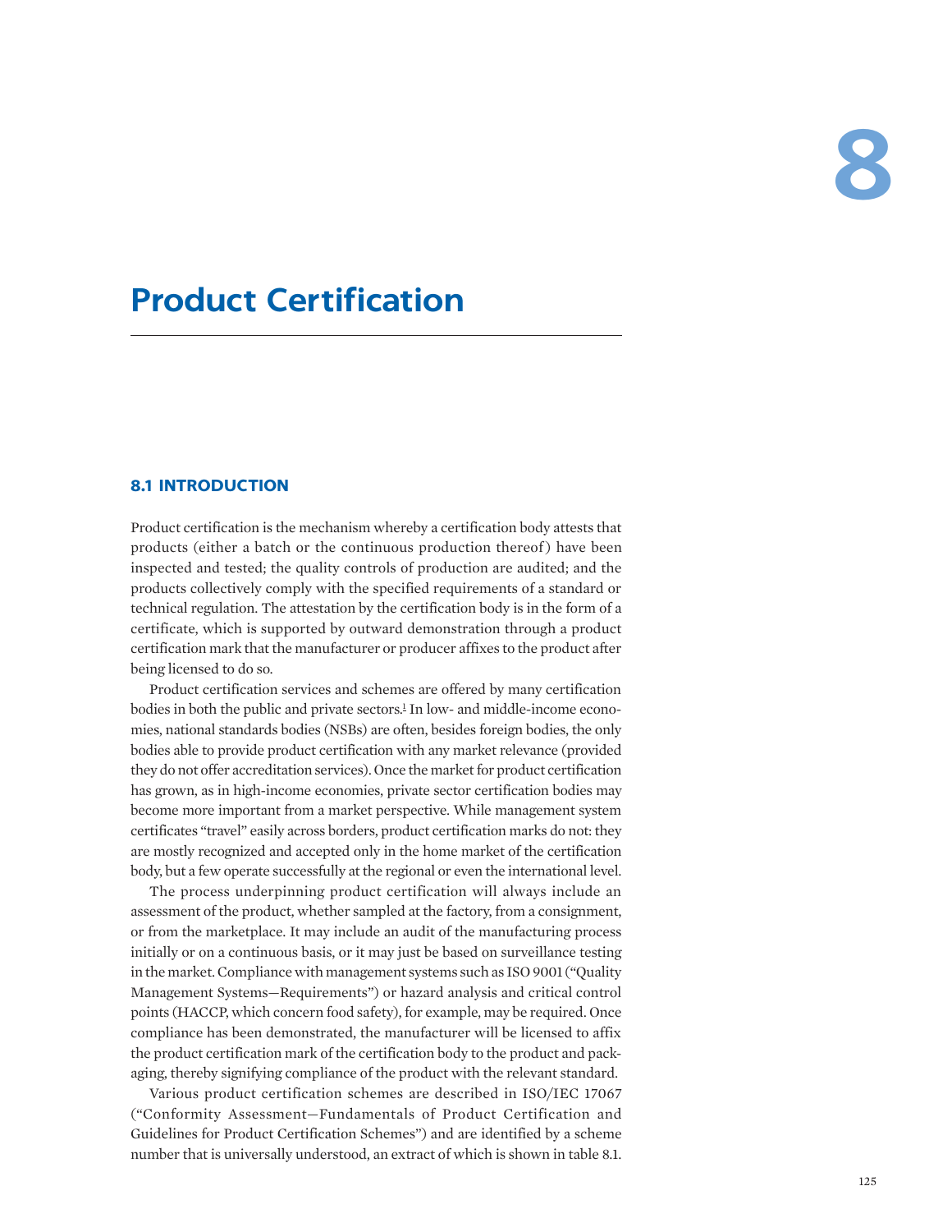# 8

# Product Certification

## 8.1 INTRODUCTION

Product certification is the mechanism whereby a certification body attests that products (either a batch or the continuous production thereof) have been inspected and tested; the quality controls of production are audited; and the products collectively comply with the specified requirements of a standard or technical regulation. The attestation by the certification body is in the form of a certificate, which is supported by outward demonstration through a product certification mark that the manufacturer or producer affixes to the product after being licensed to do so.

Product certification services and schemes are offered by many certification bodies in both the public and private sectors.[1] In low- and middle-income economies, national standards bodies (NSBs) are often, besides foreign bodies, the only bodies able to provide product certification with any market relevance (provided they do not offer accreditation services). Once the market for product certification has grown, as in high-income economies, private sector certification bodies may become more important from a market perspective. While management system certificates "travel" easily across borders, product certification marks do not: they are mostly recognized and accepted only in the home market of the certification body, but a few operate successfully at the regional or even the international level.

The process underpinning product certification will always include an assessment of the product, whether sampled at the factory, from a consignment, or from the marketplace. It may include an audit of the manufacturing process initially or on a continuous basis, or it may just be based on surveillance testing in the market. Compliance with management systems such as ISO 9001 ("Quality Management Systems—Requirements") or hazard analysis and critical control points (HACCP, which concern food safety), for example, may be required. Once compliance has been demonstrated, the manufacturer will be licensed to affix the product certification mark of the certification body to the product and packaging, thereby signifying compliance of the product with the relevant standard.

Various product certification schemes are described in ISO/IEC 17067 ("Conformity Assessment—Fundamentals of Product Certification and Guidelines for Product Certification Schemes") and are identified by a scheme number that is universally understood, an extract of which is shown in table 8.1.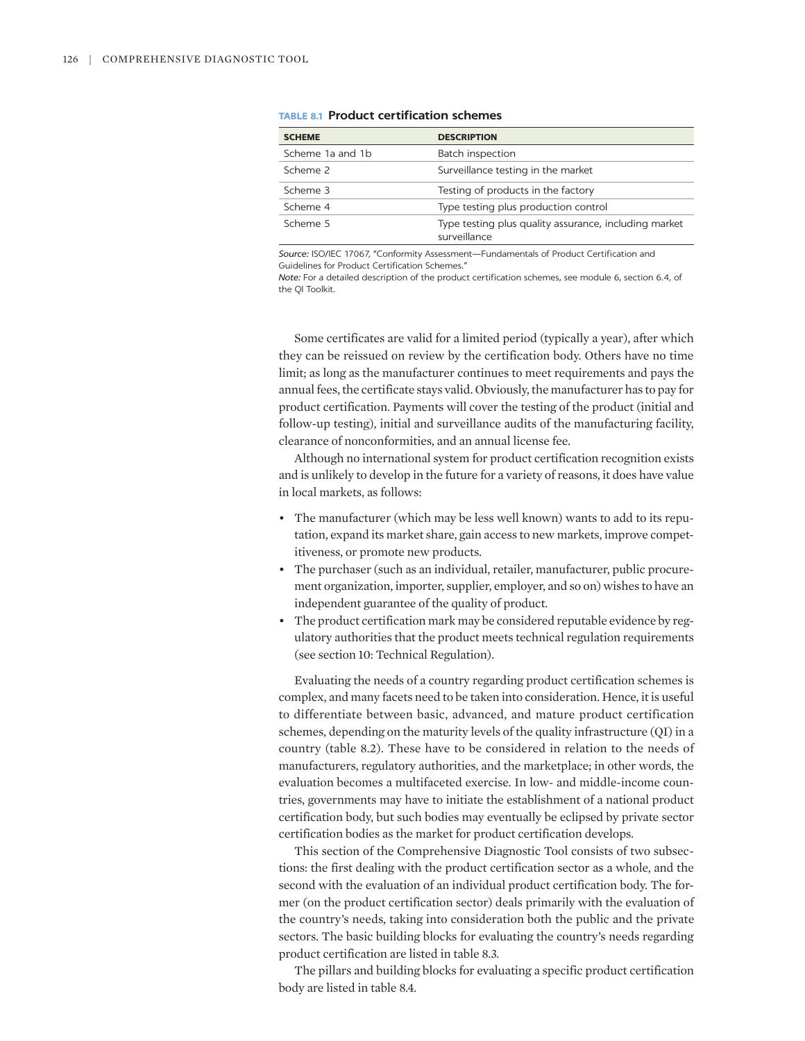**TABLE 8.1 Product certification schemes**

| SCHEME | DESCRIPTION |
|---|---|
| Scheme 1a and 1b | Batch inspection |
| Scheme 2 | Surveillance testing in the market |
| Scheme 3 | Testing of products in the factory |
| Scheme 4 | Type testing plus production control |
| Scheme 5 | Type testing plus quality assurance, including market surveillance |

*Source:* ISO/IEC 17067, "Conformity Assessment—Fundamentals of Product Certification and Guidelines for Product Certification Schemes."
*Note:* For a detailed description of the product certification schemes, see module 6, section 6.4, of the QI Toolkit.

Some certificates are valid for a limited period (typically a year), after which they can be reissued on review by the certification body. Others have no time limit; as long as the manufacturer continues to meet requirements and pays the annual fees, the certificate stays valid. Obviously, the manufacturer has to pay for product certification. Payments will cover the testing of the product (initial and follow-up testing), initial and surveillance audits of the manufacturing facility, clearance of nonconformities, and an annual license fee.

Although no international system for product certification recognition exists and is unlikely to develop in the future for a variety of reasons, it does have value in local markets, as follows:

- The manufacturer (which may be less well known) wants to add to its reputation, expand its market share, gain access to new markets, improve competitiveness, or promote new products.
- The purchaser (such as an individual, retailer, manufacturer, public procurement organization, importer, supplier, employer, and so on) wishes to have an independent guarantee of the quality of product.
- The product certification mark may be considered reputable evidence by regulatory authorities that the product meets technical regulation requirements (see section 10: Technical Regulation).

Evaluating the needs of a country regarding product certification schemes is complex, and many facets need to be taken into consideration. Hence, it is useful to differentiate between basic, advanced, and mature product certification schemes, depending on the maturity levels of the quality infrastructure (QI) in a country (table 8.2). These have to be considered in relation to the needs of manufacturers, regulatory authorities, and the marketplace; in other words, the evaluation becomes a multifaceted exercise. In low- and middle-income countries, governments may have to initiate the establishment of a national product certification body, but such bodies may eventually be eclipsed by private sector certification bodies as the market for product certification develops.

This section of the Comprehensive Diagnostic Tool consists of two subsections: the first dealing with the product certification sector as a whole, and the second with the evaluation of an individual product certification body. The former (on the product certification sector) deals primarily with the evaluation of the country's needs, taking into consideration both the public and the private sectors. The basic building blocks for evaluating the country's needs regarding product certification are listed in table 8.3.

The pillars and building blocks for evaluating a specific product certification body are listed in table 8.4.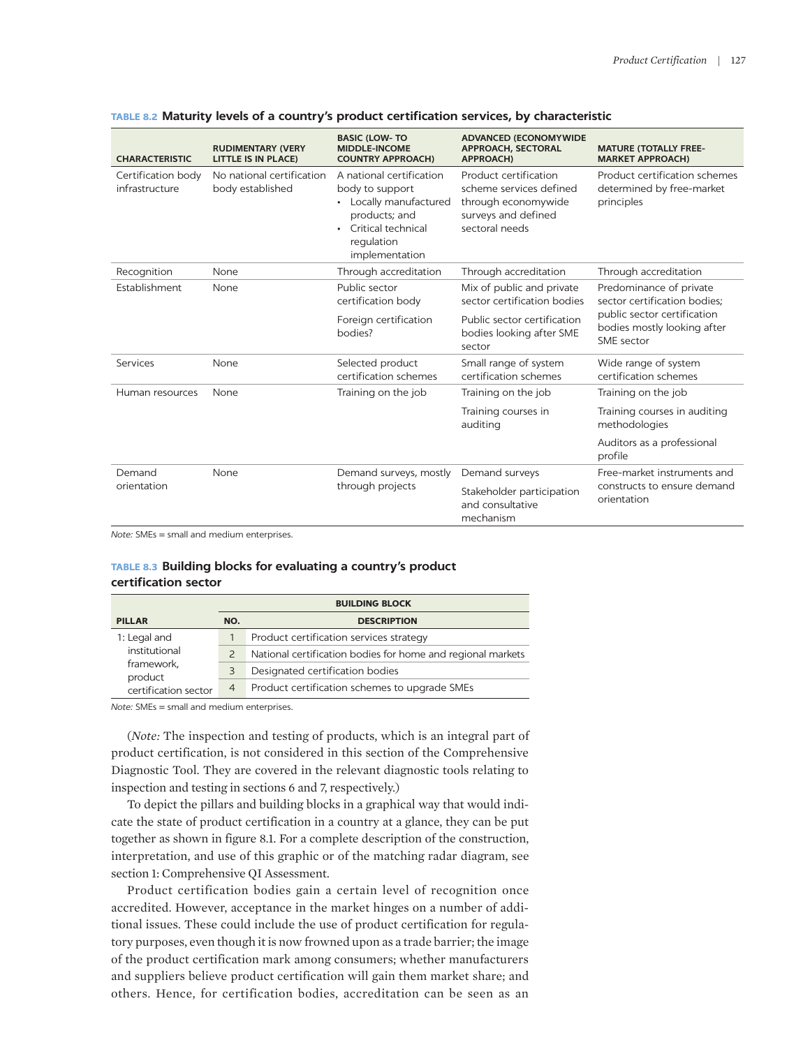**TABLE 8.2 Maturity levels of a country's product certification services, by characteristic**

| CHARACTERISTIC | RUDIMENTARY (VERY LITTLE IS IN PLACE) | BASIC (LOW- TO MIDDLE-INCOME COUNTRY APPROACH) | ADVANCED (ECONOMYWIDE APPROACH, SECTORAL APPROACH) | MATURE (TOTALLY FREE-MARKET APPROACH) |
|---|---|---|---|---|
| Certification body infrastructure | No national certification body established | A national certification body to support<br>• Locally manufactured products; and<br>• Critical technical regulation implementation | Product certification scheme services defined through economywide surveys and defined sectoral needs | Product certification schemes determined by free-market principles |
| Recognition | None | Through accreditation | Through accreditation | Through accreditation |
| Establishment | None | Public sector certification body<br><br>Foreign certification bodies? | Mix of public and private sector certification bodies<br><br>Public sector certification bodies looking after SME sector | Predominance of private sector certification bodies; public sector certification bodies mostly looking after SME sector |
| Services | None | Selected product certification schemes | Small range of system certification schemes | Wide range of system certification schemes |
| Human resources | None | Training on the job | Training on the job<br><br>Training courses in auditing | Training on the job<br><br>Training courses in auditing methodologies<br><br>Auditors as a professional profile |
| Demand orientation | None | Demand surveys, mostly through projects | Demand surveys<br><br>Stakeholder participation and consultative mechanism | Free-market instruments and constructs to ensure demand orientation |

*Note:* SMEs = small and medium enterprises.

**TABLE 8.3 Building blocks for evaluating a country's product certification sector**

| PILLAR | BUILDING BLOCK | |
|---|---|---|
| | NO. | DESCRIPTION |
| 1: Legal and institutional framework, product certification sector | 1 | Product certification services strategy |
| | 2 | National certification bodies for home and regional markets |
| | 3 | Designated certification bodies |
| | 4 | Product certification schemes to upgrade SMEs |

*Note:* SMEs = small and medium enterprises.

(*Note:* The inspection and testing of products, which is an integral part of product certification, is not considered in this section of the Comprehensive Diagnostic Tool. They are covered in the relevant diagnostic tools relating to inspection and testing in sections 6 and 7, respectively.)

To depict the pillars and building blocks in a graphical way that would indicate the state of product certification in a country at a glance, they can be put together as shown in figure 8.1. For a complete description of the construction, interpretation, and use of this graphic or of the matching radar diagram, see section 1: Comprehensive QI Assessment.

Product certification bodies gain a certain level of recognition once accredited. However, acceptance in the market hinges on a number of additional issues. These could include the use of product certification for regulatory purposes, even though it is now frowned upon as a trade barrier; the image of the product certification mark among consumers; whether manufacturers and suppliers believe product certification will gain them market share; and others. Hence, for certification bodies, accreditation can be seen as an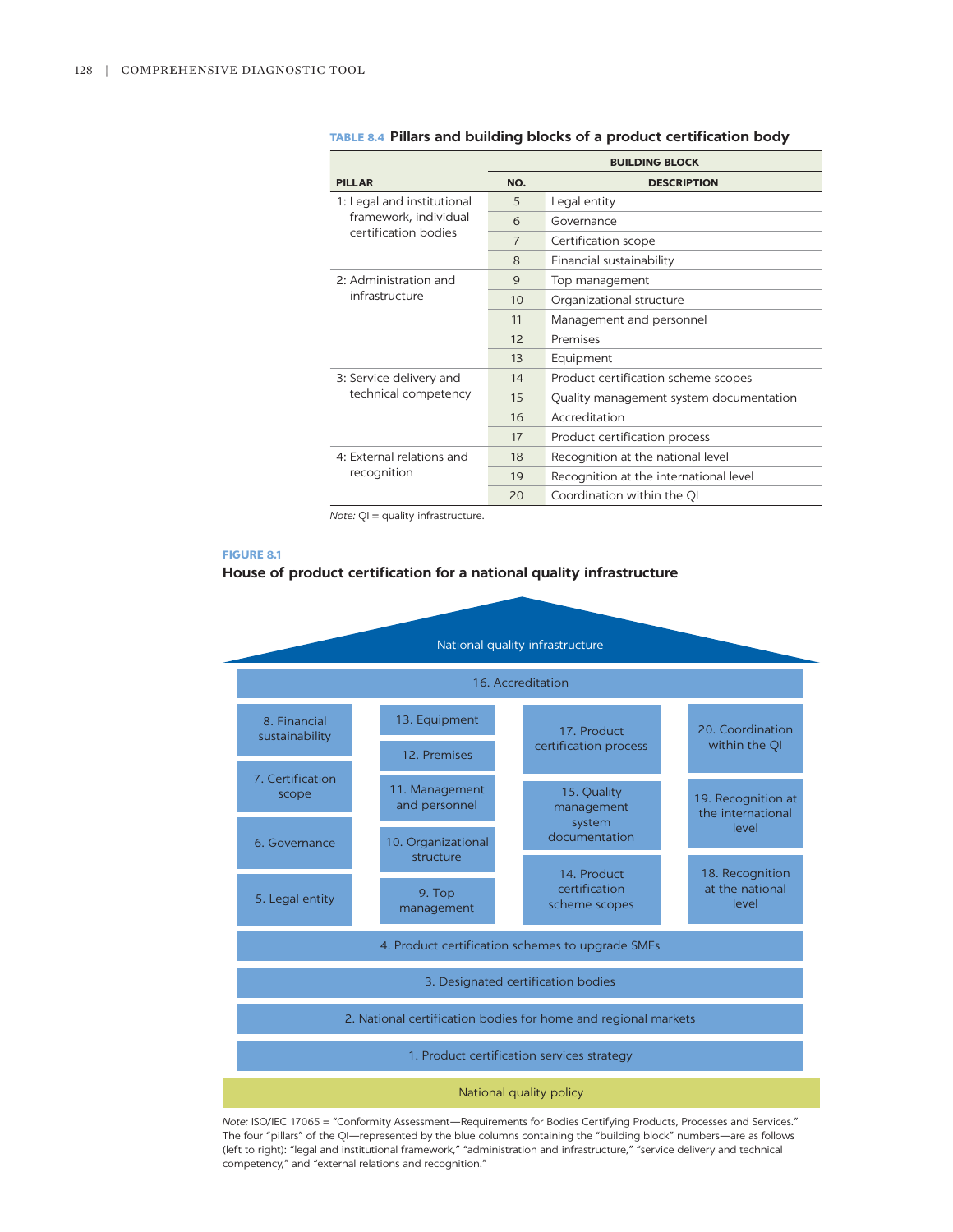**TABLE 8.4 Pillars and building blocks of a product certification body**

| PILLAR | BUILDING BLOCK | |
|---|---|---|
| | **NO.** | **DESCRIPTION** |
| 1: Legal and institutional framework, individual certification bodies | 5 | Legal entity |
| | 6 | Governance |
| | 7 | Certification scope |
| | 8 | Financial sustainability |
| 2: Administration and infrastructure | 9 | Top management |
| | 10 | Organizational structure |
| | 11 | Management and personnel |
| | 12 | Premises |
| | 13 | Equipment |
| 3: Service delivery and technical competency | 14 | Product certification scheme scopes |
| | 15 | Quality management system documentation |
| | 16 | Accreditation |
| | 17 | Product certification process |
| 4: External relations and recognition | 18 | Recognition at the national level |
| | 19 | Recognition at the international level |
| | 20 | Coordination within the QI |

*Note:* QI = quality infrastructure.

**FIGURE 8.1**

**House of product certification for a national quality infrastructure**

National quality infrastructure

16. Accreditation

| | | | |
|---|---|---|---|
| 8. Financial sustainability | 13. Equipment | 17. Product certification process | 20. Coordination within the QI |
| 7. Certification scope | 12. Premises | 15. Quality management system documentation | 19. Recognition at the international level |
| 6. Governance | 11. Management and personnel | 14. Product certification scheme scopes | 18. Recognition at the national level |
| 5. Legal entity | 10. Organizational structure | | |
| | 9. Top management | | |

4. Product certification schemes to upgrade SMEs

3. Designated certification bodies

2. National certification bodies for home and regional markets

1. Product certification services strategy

National quality policy

*Note:* ISO/IEC 17065 = "Conformity Assessment—Requirements for Bodies Certifying Products, Processes and Services." The four "pillars" of the QI—represented by the blue columns containing the "building block" numbers—are as follows (left to right): "legal and institutional framework," "administration and infrastructure," "service delivery and technical competency," and "external relations and recognition."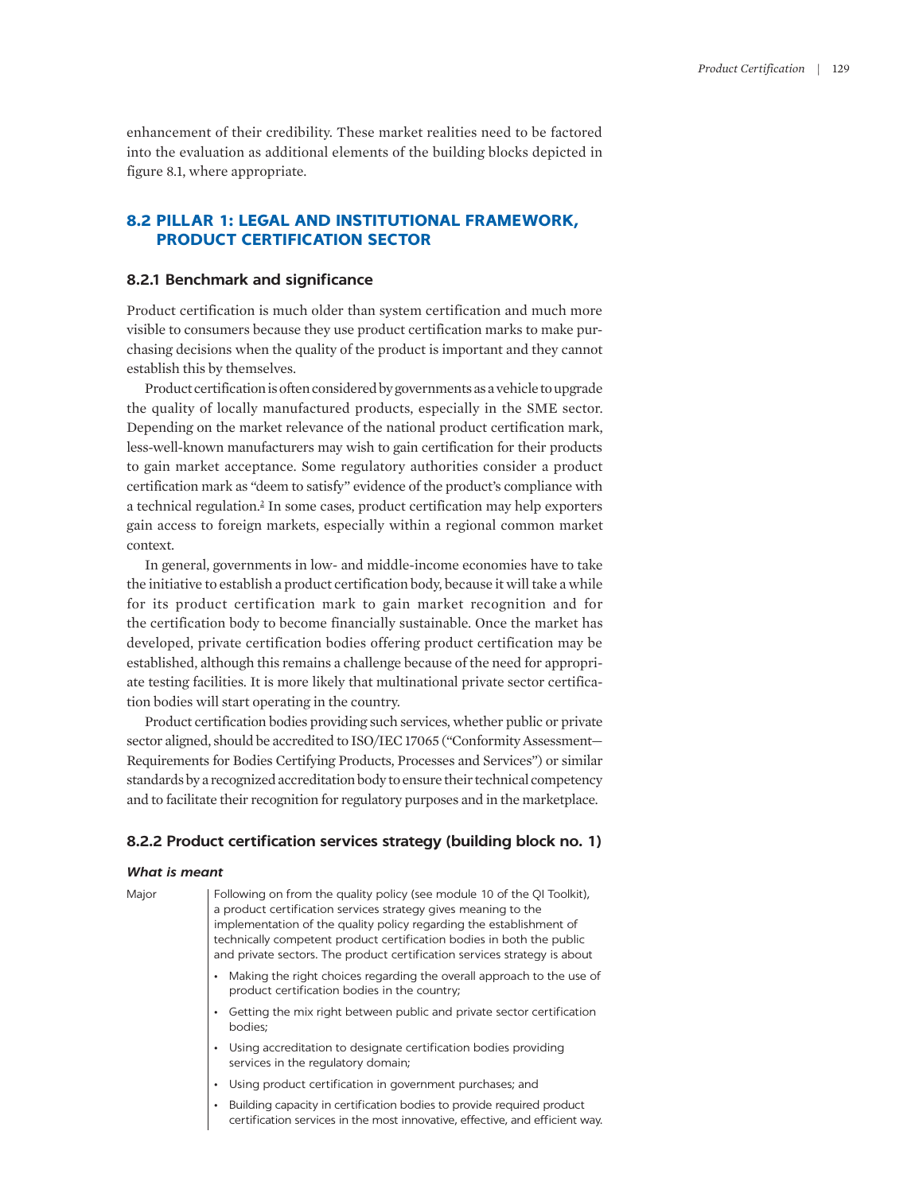enhancement of their credibility. These market realities need to be factored into the evaluation as additional elements of the building blocks depicted in figure 8.1, where appropriate.

## 8.2 PILLAR 1: LEGAL AND INSTITUTIONAL FRAMEWORK, PRODUCT CERTIFICATION SECTOR

### 8.2.1 Benchmark and significance

Product certification is much older than system certification and much more visible to consumers because they use product certification marks to make purchasing decisions when the quality of the product is important and they cannot establish this by themselves.

Product certification is often considered by governments as a vehicle to upgrade the quality of locally manufactured products, especially in the SME sector. Depending on the market relevance of the national product certification mark, less-well-known manufacturers may wish to gain certification for their products to gain market acceptance. Some regulatory authorities consider a product certification mark as "deem to satisfy" evidence of the product's compliance with a technical regulation.[2] In some cases, product certification may help exporters gain access to foreign markets, especially within a regional common market context.

In general, governments in low- and middle-income economies have to take the initiative to establish a product certification body, because it will take a while for its product certification mark to gain market recognition and for the certification body to become financially sustainable. Once the market has developed, private certification bodies offering product certification may be established, although this remains a challenge because of the need for appropriate testing facilities. It is more likely that multinational private sector certification bodies will start operating in the country.

Product certification bodies providing such services, whether public or private sector aligned, should be accredited to ISO/IEC 17065 ("Conformity Assessment—Requirements for Bodies Certifying Products, Processes and Services") or similar standards by a recognized accreditation body to ensure their technical competency and to facilitate their recognition for regulatory purposes and in the marketplace.

### 8.2.2 Product certification services strategy (building block no. 1)

#### *What is meant*

| | |
|---|---|
| Major | Following on from the quality policy (see module 10 of the QI Toolkit), a product certification services strategy gives meaning to the implementation of the quality policy regarding the establishment of technically competent product certification bodies in both the public and private sectors. The product certification services strategy is about<br>• Making the right choices regarding the overall approach to the use of product certification bodies in the country;<br>• Getting the mix right between public and private sector certification bodies;<br>• Using accreditation to designate certification bodies providing services in the regulatory domain;<br>• Using product certification in government purchases; and<br>• Building capacity in certification bodies to provide required product certification services in the most innovative, effective, and efficient way. |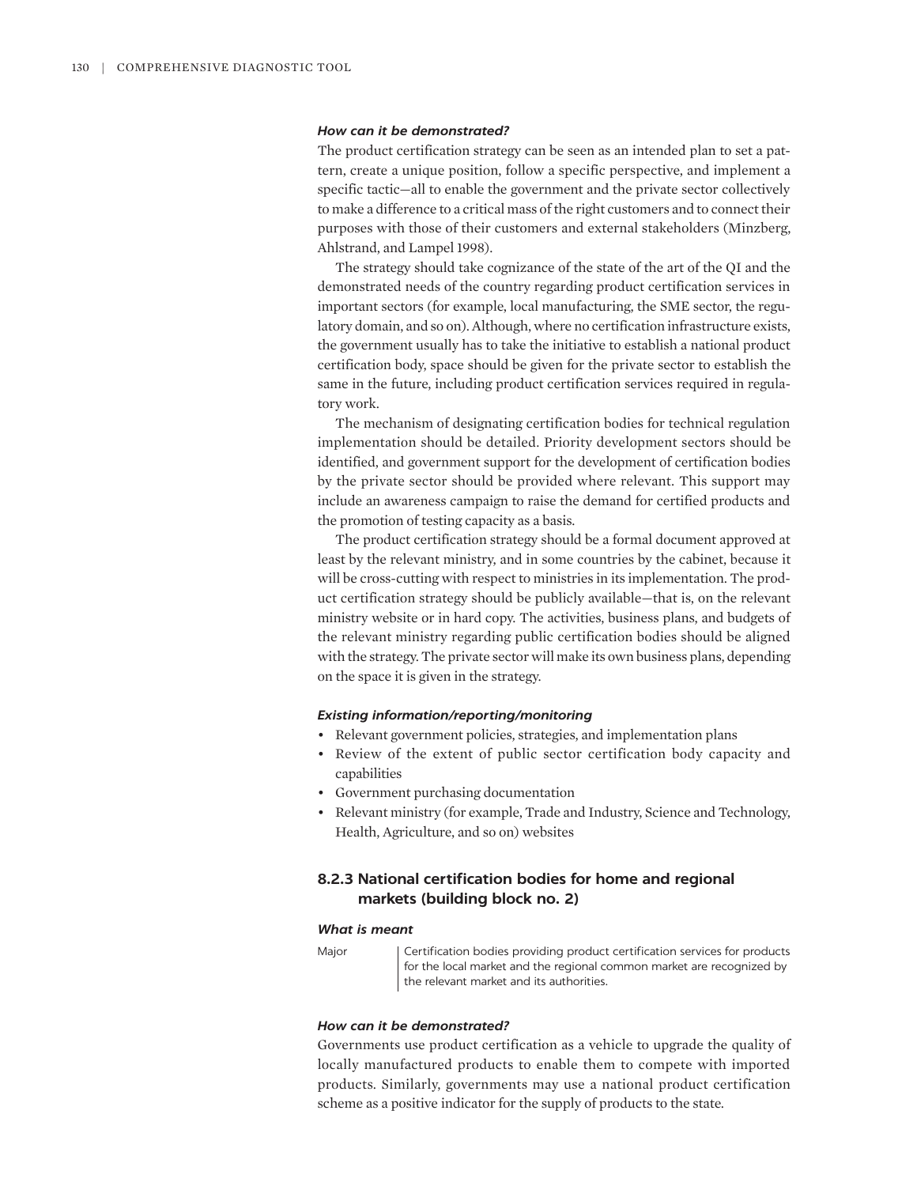***How can it be demonstrated?***

The product certification strategy can be seen as an intended plan to set a pattern, create a unique position, follow a specific perspective, and implement a specific tactic—all to enable the government and the private sector collectively to make a difference to a critical mass of the right customers and to connect their purposes with those of their customers and external stakeholders (Minzberg, Ahlstrand, and Lampel 1998).

The strategy should take cognizance of the state of the art of the QI and the demonstrated needs of the country regarding product certification services in important sectors (for example, local manufacturing, the SME sector, the regulatory domain, and so on). Although, where no certification infrastructure exists, the government usually has to take the initiative to establish a national product certification body, space should be given for the private sector to establish the same in the future, including product certification services required in regulatory work.

The mechanism of designating certification bodies for technical regulation implementation should be detailed. Priority development sectors should be identified, and government support for the development of certification bodies by the private sector should be provided where relevant. This support may include an awareness campaign to raise the demand for certified products and the promotion of testing capacity as a basis.

The product certification strategy should be a formal document approved at least by the relevant ministry, and in some countries by the cabinet, because it will be cross-cutting with respect to ministries in its implementation. The product certification strategy should be publicly available—that is, on the relevant ministry website or in hard copy. The activities, business plans, and budgets of the relevant ministry regarding public certification bodies should be aligned with the strategy. The private sector will make its own business plans, depending on the space it is given in the strategy.

***Existing information/reporting/monitoring***

- Relevant government policies, strategies, and implementation plans
- Review of the extent of public sector certification body capacity and capabilities
- Government purchasing documentation
- Relevant ministry (for example, Trade and Industry, Science and Technology, Health, Agriculture, and so on) websites

### 8.2.3 National certification bodies for home and regional markets (building block no. 2)

***What is meant***

| | |
|---|---|
| Major | Certification bodies providing product certification services for products for the local market and the regional common market are recognized by the relevant market and its authorities. |

***How can it be demonstrated?***

Governments use product certification as a vehicle to upgrade the quality of locally manufactured products to enable them to compete with imported products. Similarly, governments may use a national product certification scheme as a positive indicator for the supply of products to the state.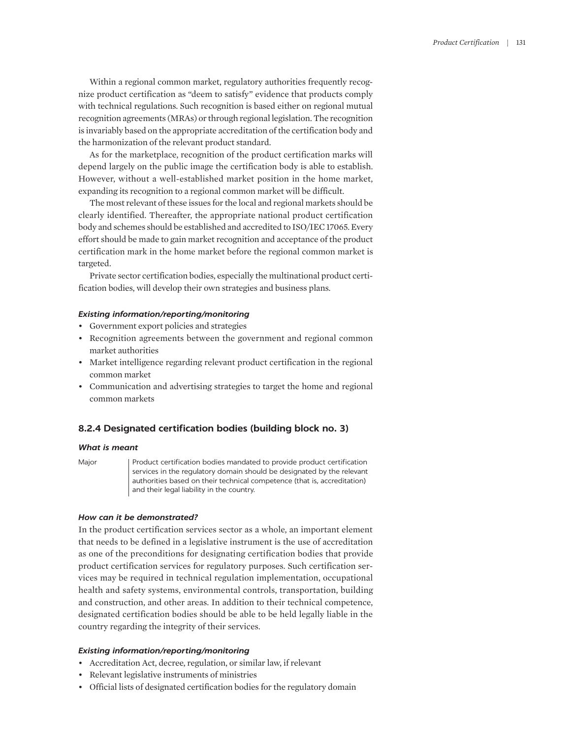Within a regional common market, regulatory authorities frequently recognize product certification as "deem to satisfy" evidence that products comply with technical regulations. Such recognition is based either on regional mutual recognition agreements (MRAs) or through regional legislation. The recognition is invariably based on the appropriate accreditation of the certification body and the harmonization of the relevant product standard.

As for the marketplace, recognition of the product certification marks will depend largely on the public image the certification body is able to establish. However, without a well-established market position in the home market, expanding its recognition to a regional common market will be difficult.

The most relevant of these issues for the local and regional markets should be clearly identified. Thereafter, the appropriate national product certification body and schemes should be established and accredited to ISO/IEC 17065. Every effort should be made to gain market recognition and acceptance of the product certification mark in the home market before the regional common market is targeted.

Private sector certification bodies, especially the multinational product certification bodies, will develop their own strategies and business plans.

#### *Existing information/reporting/monitoring*

- Government export policies and strategies
- Recognition agreements between the government and regional common market authorities
- Market intelligence regarding relevant product certification in the regional common market
- Communication and advertising strategies to target the home and regional common markets

### 8.2.4 Designated certification bodies (building block no. 3)

#### *What is meant*

| | |
|---|---|
| Major | Product certification bodies mandated to provide product certification services in the regulatory domain should be designated by the relevant authorities based on their technical competence (that is, accreditation) and their legal liability in the country. |

#### *How can it be demonstrated?*

In the product certification services sector as a whole, an important element that needs to be defined in a legislative instrument is the use of accreditation as one of the preconditions for designating certification bodies that provide product certification services for regulatory purposes. Such certification services may be required in technical regulation implementation, occupational health and safety systems, environmental controls, transportation, building and construction, and other areas. In addition to their technical competence, designated certification bodies should be able to be held legally liable in the country regarding the integrity of their services.

#### *Existing information/reporting/monitoring*

- Accreditation Act, decree, regulation, or similar law, if relevant
- Relevant legislative instruments of ministries
- Official lists of designated certification bodies for the regulatory domain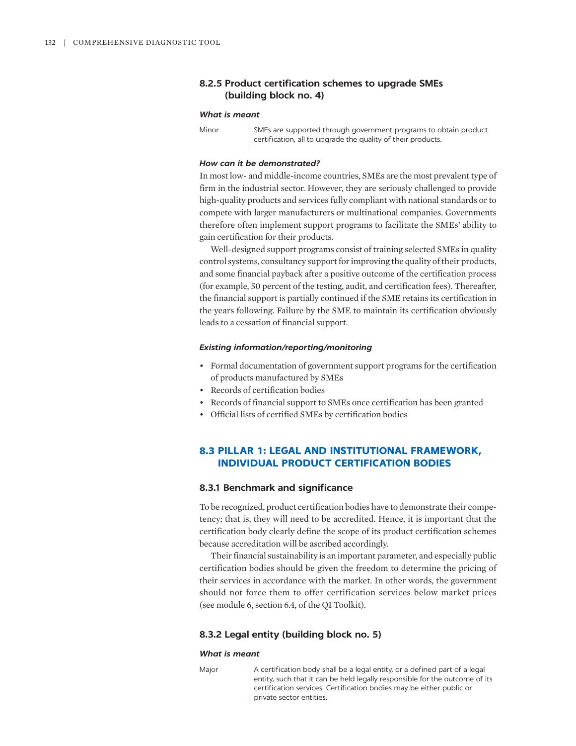### 8.2.5 Product certification schemes to upgrade SMEs (building block no. 4)

#### *What is meant*

| | |
|---|---|
| Minor | SMEs are supported through government programs to obtain product certification, all to upgrade the quality of their products. |

#### *How can it be demonstrated?*

In most low- and middle-income countries, SMEs are the most prevalent type of firm in the industrial sector. However, they are seriously challenged to provide high-quality products and services fully compliant with national standards or to compete with larger manufacturers or multinational companies. Governments therefore often implement support programs to facilitate the SMEs' ability to gain certification for their products.

Well-designed support programs consist of training selected SMEs in quality control systems, consultancy support for improving the quality of their products, and some financial payback after a positive outcome of the certification process (for example, 50 percent of the testing, audit, and certification fees). Thereafter, the financial support is partially continued if the SME retains its certification in the years following. Failure by the SME to maintain its certification obviously leads to a cessation of financial support.

#### *Existing information/reporting/monitoring*

- Formal documentation of government support programs for the certification of products manufactured by SMEs
- Records of certification bodies
- Records of financial support to SMEs once certification has been granted
- Official lists of certified SMEs by certification bodies

## 8.3 PILLAR 1: LEGAL AND INSTITUTIONAL FRAMEWORK, INDIVIDUAL PRODUCT CERTIFICATION BODIES

### 8.3.1 Benchmark and significance

To be recognized, product certification bodies have to demonstrate their competency; that is, they will need to be accredited. Hence, it is important that the certification body clearly define the scope of its product certification schemes because accreditation will be ascribed accordingly.

Their financial sustainability is an important parameter, and especially public certification bodies should be given the freedom to determine the pricing of their services in accordance with the market. In other words, the government should not force them to offer certification services below market prices (see module 6, section 6.4, of the QI Toolkit).

### 8.3.2 Legal entity (building block no. 5)

#### *What is meant*

| | |
|---|---|
| Major | A certification body shall be a legal entity, or a defined part of a legal entity, such that it can be held legally responsible for the outcome of its certification services. Certification bodies may be either public or private sector entities. |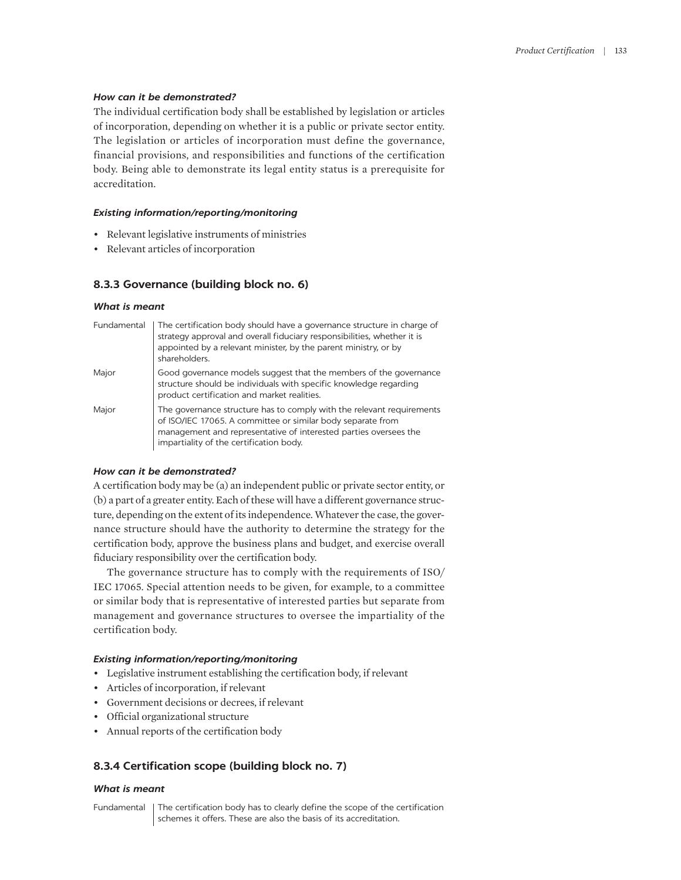#### *How can it be demonstrated?*

The individual certification body shall be established by legislation or articles of incorporation, depending on whether it is a public or private sector entity. The legislation or articles of incorporation must define the governance, financial provisions, and responsibilities and functions of the certification body. Being able to demonstrate its legal entity status is a prerequisite for accreditation.

#### *Existing information/reporting/monitoring*

- Relevant legislative instruments of ministries
- Relevant articles of incorporation

### 8.3.3 Governance (building block no. 6)

#### *What is meant*

| | |
|---|---|
| Fundamental | The certification body should have a governance structure in charge of strategy approval and overall fiduciary responsibilities, whether it is appointed by a relevant minister, by the parent ministry, or by shareholders. |
| Major | Good governance models suggest that the members of the governance structure should be individuals with specific knowledge regarding product certification and market realities. |
| Major | The governance structure has to comply with the relevant requirements of ISO/IEC 17065. A committee or similar body separate from management and representative of interested parties oversees the impartiality of the certification body. |

#### *How can it be demonstrated?*

A certification body may be (a) an independent public or private sector entity, or (b) a part of a greater entity. Each of these will have a different governance structure, depending on the extent of its independence. Whatever the case, the governance structure should have the authority to determine the strategy for the certification body, approve the business plans and budget, and exercise overall fiduciary responsibility over the certification body.

The governance structure has to comply with the requirements of ISO/IEC 17065. Special attention needs to be given, for example, to a committee or similar body that is representative of interested parties but separate from management and governance structures to oversee the impartiality of the certification body.

#### *Existing information/reporting/monitoring*

- Legislative instrument establishing the certification body, if relevant
- Articles of incorporation, if relevant
- Government decisions or decrees, if relevant
- Official organizational structure
- Annual reports of the certification body

### 8.3.4 Certification scope (building block no. 7)

#### *What is meant*

| | |
|---|---|
| Fundamental | The certification body has to clearly define the scope of the certification schemes it offers. These are also the basis of its accreditation. |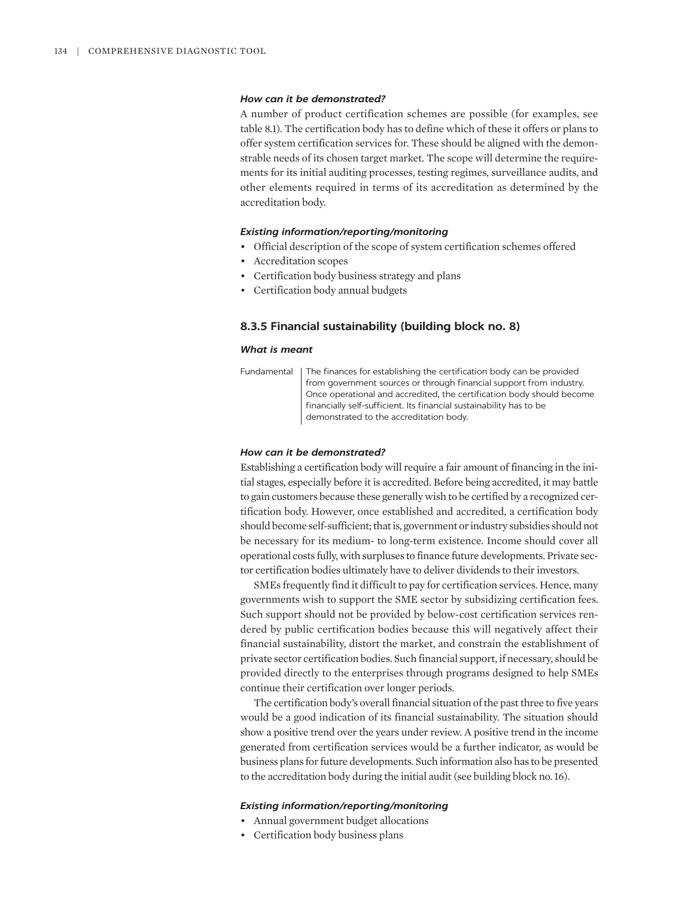*How can it be demonstrated?*

A number of product certification schemes are possible (for examples, see table 8.1). The certification body has to define which of these it offers or plans to offer system certification services for. These should be aligned with the demonstrable needs of its chosen target market. The scope will determine the requirements for its initial auditing processes, testing regimes, surveillance audits, and other elements required in terms of its accreditation as determined by the accreditation body.

*Existing information/reporting/monitoring*

- Official description of the scope of system certification schemes offered
- Accreditation scopes
- Certification body business strategy and plans
- Certification body annual budgets

### 8.3.5 Financial sustainability (building block no. 8)

*What is meant*

| Fundamental | The finances for establishing the certification body can be provided from government sources or through financial support from industry. Once operational and accredited, the certification body should become financially self-sufficient. Its financial sustainability has to be demonstrated to the accreditation body. |
|---|---|

*How can it be demonstrated?*

Establishing a certification body will require a fair amount of financing in the initial stages, especially before it is accredited. Before being accredited, it may battle to gain customers because these generally wish to be certified by a recognized certification body. However, once established and accredited, a certification body should become self-sufficient; that is, government or industry subsidies should not be necessary for its medium- to long-term existence. Income should cover all operational costs fully, with surpluses to finance future developments. Private sector certification bodies ultimately have to deliver dividends to their investors.

SMEs frequently find it difficult to pay for certification services. Hence, many governments wish to support the SME sector by subsidizing certification fees. Such support should not be provided by below-cost certification services rendered by public certification bodies because this will negatively affect their financial sustainability, distort the market, and constrain the establishment of private sector certification bodies. Such financial support, if necessary, should be provided directly to the enterprises through programs designed to help SMEs continue their certification over longer periods.

The certification body's overall financial situation of the past three to five years would be a good indication of its financial sustainability. The situation should show a positive trend over the years under review. A positive trend in the income generated from certification services would be a further indicator, as would be business plans for future developments. Such information also has to be presented to the accreditation body during the initial audit (see building block no. 16).

*Existing information/reporting/monitoring*

- Annual government budget allocations
- Certification body business plans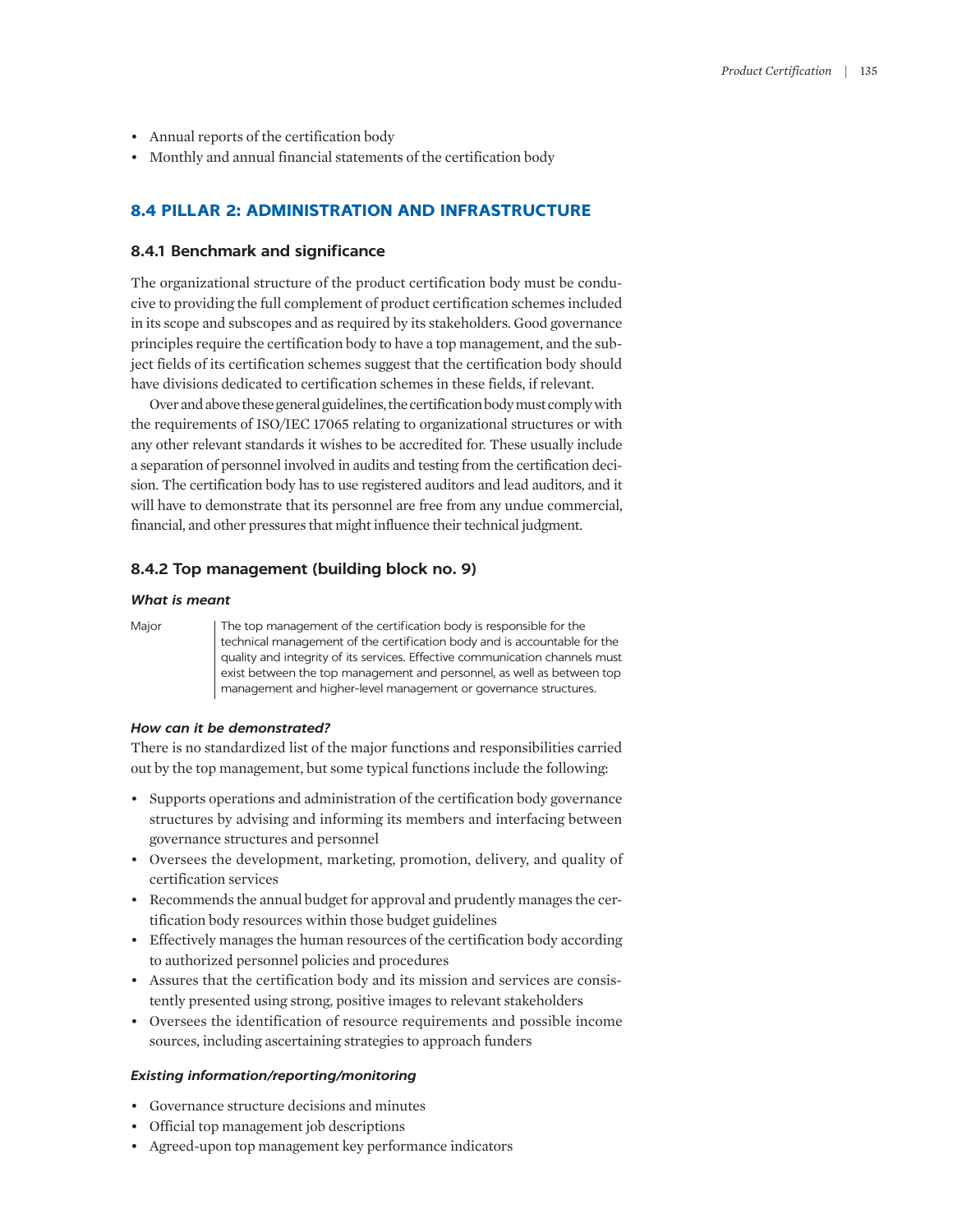- Annual reports of the certification body
- Monthly and annual financial statements of the certification body

## 8.4 PILLAR 2: ADMINISTRATION AND INFRASTRUCTURE

### 8.4.1 Benchmark and significance

The organizational structure of the product certification body must be conducive to providing the full complement of product certification schemes included in its scope and subscopes and as required by its stakeholders. Good governance principles require the certification body to have a top management, and the subject fields of its certification schemes suggest that the certification body should have divisions dedicated to certification schemes in these fields, if relevant.

Over and above these general guidelines, the certification body must comply with the requirements of ISO/IEC 17065 relating to organizational structures or with any other relevant standards it wishes to be accredited for. These usually include a separation of personnel involved in audits and testing from the certification decision. The certification body has to use registered auditors and lead auditors, and it will have to demonstrate that its personnel are free from any undue commercial, financial, and other pressures that might influence their technical judgment.

### 8.4.2 Top management (building block no. 9)

#### *What is meant*

| | |
|---|---|
| Major | The top management of the certification body is responsible for the technical management of the certification body and is accountable for the quality and integrity of its services. Effective communication channels must exist between the top management and personnel, as well as between top management and higher-level management or governance structures. |

#### *How can it be demonstrated?*

There is no standardized list of the major functions and responsibilities carried out by the top management, but some typical functions include the following:

- Supports operations and administration of the certification body governance structures by advising and informing its members and interfacing between governance structures and personnel
- Oversees the development, marketing, promotion, delivery, and quality of certification services
- Recommends the annual budget for approval and prudently manages the certification body resources within those budget guidelines
- Effectively manages the human resources of the certification body according to authorized personnel policies and procedures
- Assures that the certification body and its mission and services are consistently presented using strong, positive images to relevant stakeholders
- Oversees the identification of resource requirements and possible income sources, including ascertaining strategies to approach funders

#### *Existing information/reporting/monitoring*

- Governance structure decisions and minutes
- Official top management job descriptions
- Agreed-upon top management key performance indicators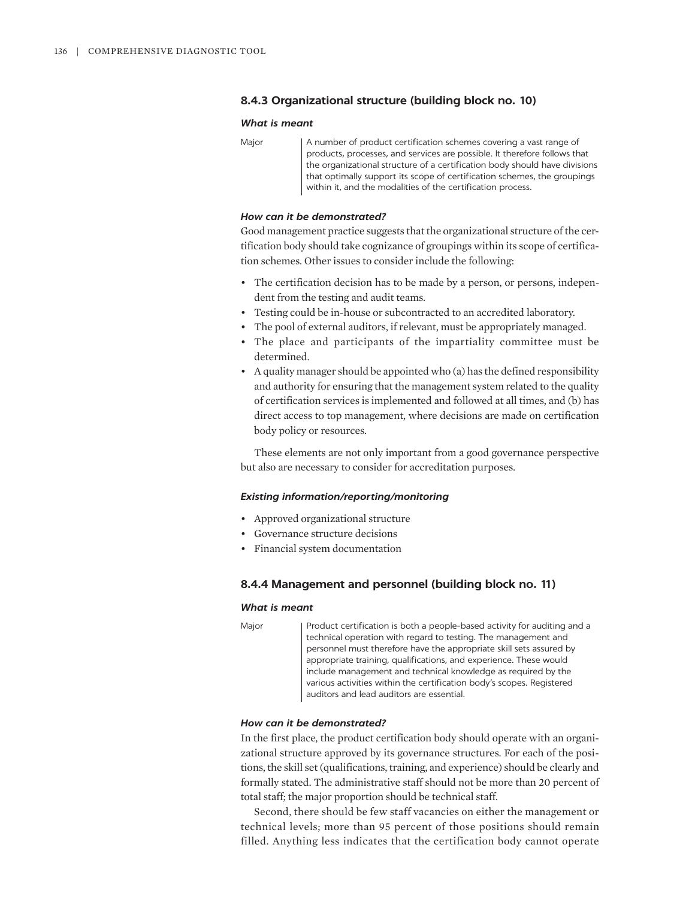### 8.4.3 Organizational structure (building block no. 10)

#### *What is meant*

| | |
|---|---|
| Major | A number of product certification schemes covering a vast range of products, processes, and services are possible. It therefore follows that the organizational structure of a certification body should have divisions that optimally support its scope of certification schemes, the groupings within it, and the modalities of the certification process. |

#### *How can it be demonstrated?*

Good management practice suggests that the organizational structure of the certification body should take cognizance of groupings within its scope of certification schemes. Other issues to consider include the following:

- The certification decision has to be made by a person, or persons, independent from the testing and audit teams.
- Testing could be in-house or subcontracted to an accredited laboratory.
- The pool of external auditors, if relevant, must be appropriately managed.
- The place and participants of the impartiality committee must be determined.
- A quality manager should be appointed who (a) has the defined responsibility and authority for ensuring that the management system related to the quality of certification services is implemented and followed at all times, and (b) has direct access to top management, where decisions are made on certification body policy or resources.

These elements are not only important from a good governance perspective but also are necessary to consider for accreditation purposes.

#### *Existing information/reporting/monitoring*

- Approved organizational structure
- Governance structure decisions
- Financial system documentation

### 8.4.4 Management and personnel (building block no. 11)

#### *What is meant*

| | |
|---|---|
| Major | Product certification is both a people-based activity for auditing and a technical operation with regard to testing. The management and personnel must therefore have the appropriate skill sets assured by appropriate training, qualifications, and experience. These would include management and technical knowledge as required by the various activities within the certification body's scopes. Registered auditors and lead auditors are essential. |

#### *How can it be demonstrated?*

In the first place, the product certification body should operate with an organizational structure approved by its governance structures. For each of the positions, the skill set (qualifications, training, and experience) should be clearly and formally stated. The administrative staff should not be more than 20 percent of total staff; the major proportion should be technical staff.

Second, there should be few staff vacancies on either the management or technical levels; more than 95 percent of those positions should remain filled. Anything less indicates that the certification body cannot operate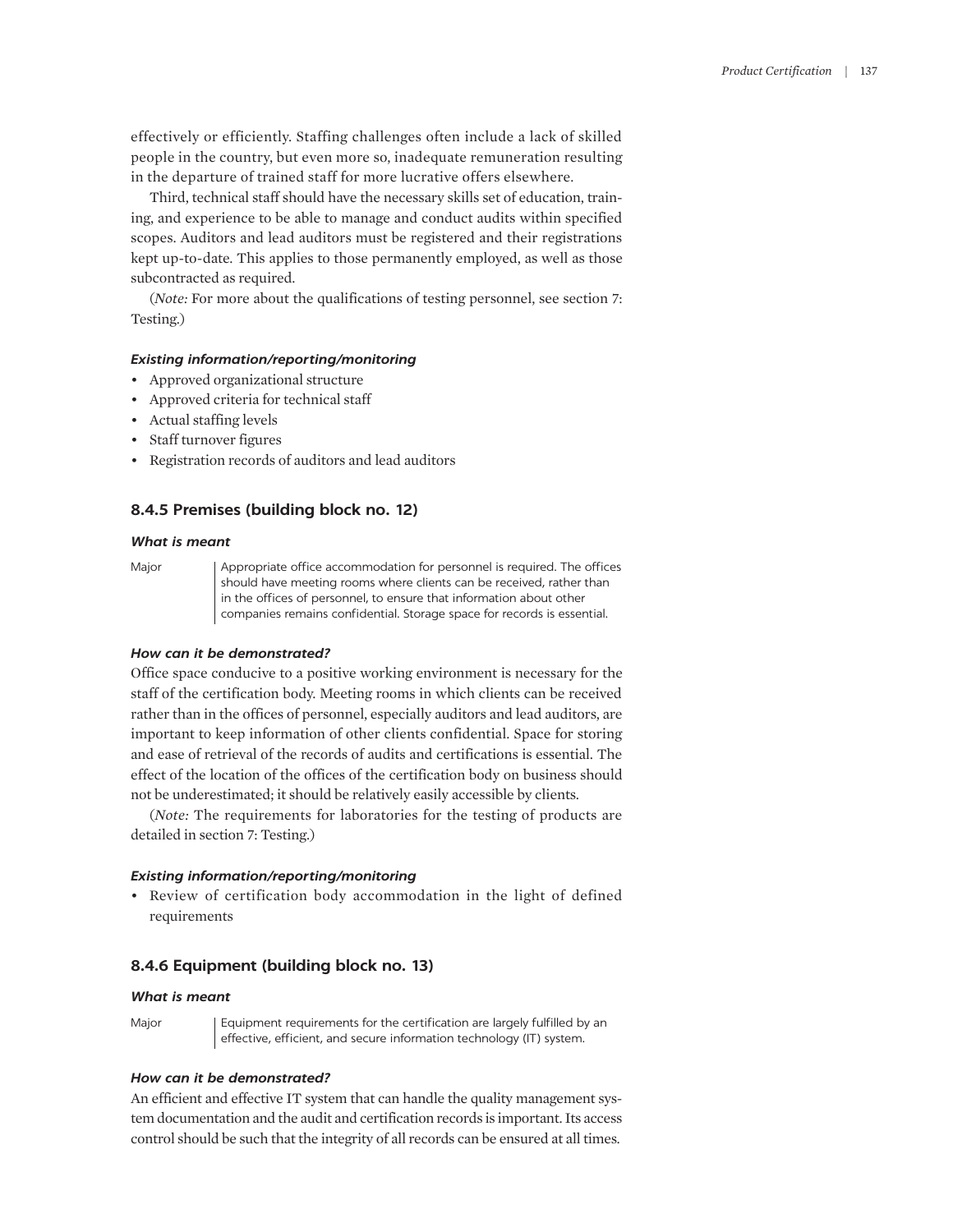effectively or efficiently. Staffing challenges often include a lack of skilled people in the country, but even more so, inadequate remuneration resulting in the departure of trained staff for more lucrative offers elsewhere.

Third, technical staff should have the necessary skills set of education, training, and experience to be able to manage and conduct audits within specified scopes. Auditors and lead auditors must be registered and their registrations kept up-to-date. This applies to those permanently employed, as well as those subcontracted as required.

(*Note:* For more about the qualifications of testing personnel, see section 7: Testing.)

#### *Existing information/reporting/monitoring*

- Approved organizational structure
- Approved criteria for technical staff
- Actual staffing levels
- Staff turnover figures
- Registration records of auditors and lead auditors

### 8.4.5 Premises (building block no. 12)

#### *What is meant*

| | |
|---|---|
| Major | Appropriate office accommodation for personnel is required. The offices should have meeting rooms where clients can be received, rather than in the offices of personnel, to ensure that information about other companies remains confidential. Storage space for records is essential. |

#### *How can it be demonstrated?*

Office space conducive to a positive working environment is necessary for the staff of the certification body. Meeting rooms in which clients can be received rather than in the offices of personnel, especially auditors and lead auditors, are important to keep information of other clients confidential. Space for storing and ease of retrieval of the records of audits and certifications is essential. The effect of the location of the offices of the certification body on business should not be underestimated; it should be relatively easily accessible by clients.

(*Note:* The requirements for laboratories for the testing of products are detailed in section 7: Testing.)

#### *Existing information/reporting/monitoring*

- Review of certification body accommodation in the light of defined requirements

### 8.4.6 Equipment (building block no. 13)

#### *What is meant*

| | |
|---|---|
| Major | Equipment requirements for the certification are largely fulfilled by an effective, efficient, and secure information technology (IT) system. |

#### *How can it be demonstrated?*

An efficient and effective IT system that can handle the quality management system documentation and the audit and certification records is important. Its access control should be such that the integrity of all records can be ensured at all times.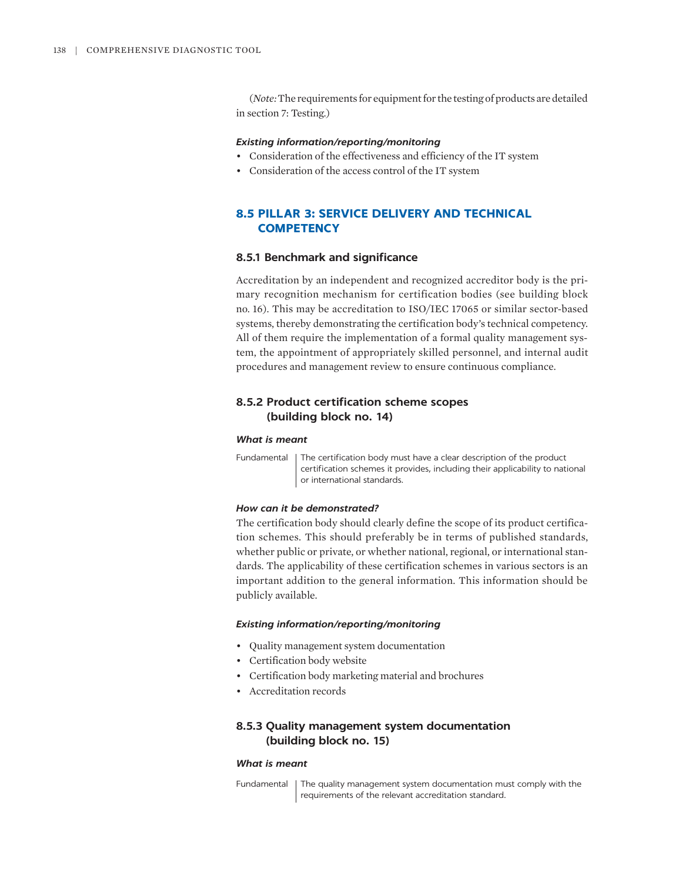(*Note:* The requirements for equipment for the testing of products are detailed in section 7: Testing.)

#### *Existing information/reporting/monitoring*

- Consideration of the effectiveness and efficiency of the IT system
- Consideration of the access control of the IT system

## 8.5 PILLAR 3: SERVICE DELIVERY AND TECHNICAL COMPETENCY

### 8.5.1 Benchmark and significance

Accreditation by an independent and recognized accreditor body is the primary recognition mechanism for certification bodies (see building block no. 16). This may be accreditation to ISO/IEC 17065 or similar sector-based systems, thereby demonstrating the certification body's technical competency. All of them require the implementation of a formal quality management system, the appointment of appropriately skilled personnel, and internal audit procedures and management review to ensure continuous compliance.

### 8.5.2 Product certification scheme scopes (building block no. 14)

#### *What is meant*

| | |
|---|---|
| Fundamental | The certification body must have a clear description of the product certification schemes it provides, including their applicability to national or international standards. |

#### *How can it be demonstrated?*

The certification body should clearly define the scope of its product certification schemes. This should preferably be in terms of published standards, whether public or private, or whether national, regional, or international standards. The applicability of these certification schemes in various sectors is an important addition to the general information. This information should be publicly available.

#### *Existing information/reporting/monitoring*

- Quality management system documentation
- Certification body website
- Certification body marketing material and brochures
- Accreditation records

### 8.5.3 Quality management system documentation (building block no. 15)

#### *What is meant*

| | |
|---|---|
| Fundamental | The quality management system documentation must comply with the requirements of the relevant accreditation standard. |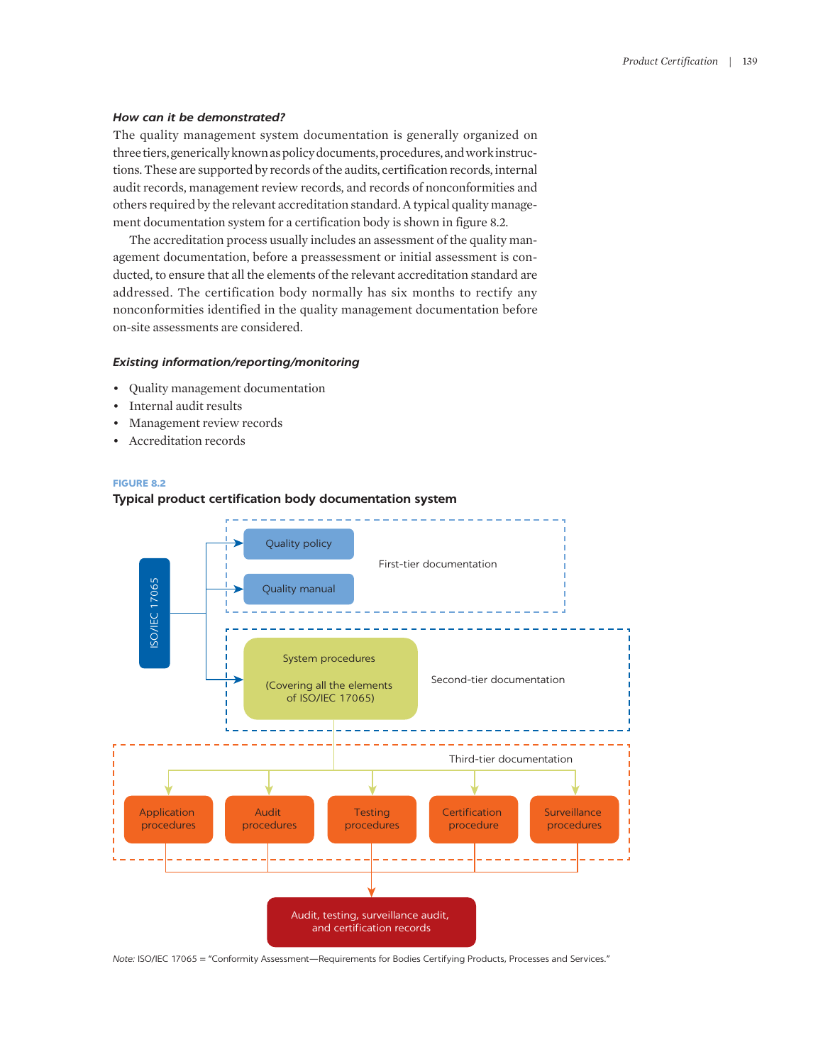### *How can it be demonstrated?*

The quality management system documentation is generally organized on three tiers, generically known as policy documents, procedures, and work instructions. These are supported by records of the audits, certification records, internal audit records, management review records, and records of nonconformities and others required by the relevant accreditation standard. A typical quality management documentation system for a certification body is shown in figure 8.2.

The accreditation process usually includes an assessment of the quality management documentation, before a preassessment or initial assessment is conducted, to ensure that all the elements of the relevant accreditation standard are addressed. The certification body normally has six months to rectify any nonconformities identified in the quality management documentation before on-site assessments are considered.

### *Existing information/reporting/monitoring*

- Quality management documentation
- Internal audit results
- Management review records
- Accreditation records

**FIGURE 8.2**

**Typical product certification body documentation system**

ISO/IEC 17065

First-tier documentation: Quality policy; Quality manual

Second-tier documentation: System procedures (Covering all the elements of ISO/IEC 17065)

Third-tier documentation: Application procedures; Audit procedures; Testing procedures; Certification procedure; Surveillance procedures

Audit, testing, surveillance audit, and certification records

*Note:* ISO/IEC 17065 = "Conformity Assessment—Requirements for Bodies Certifying Products, Processes and Services."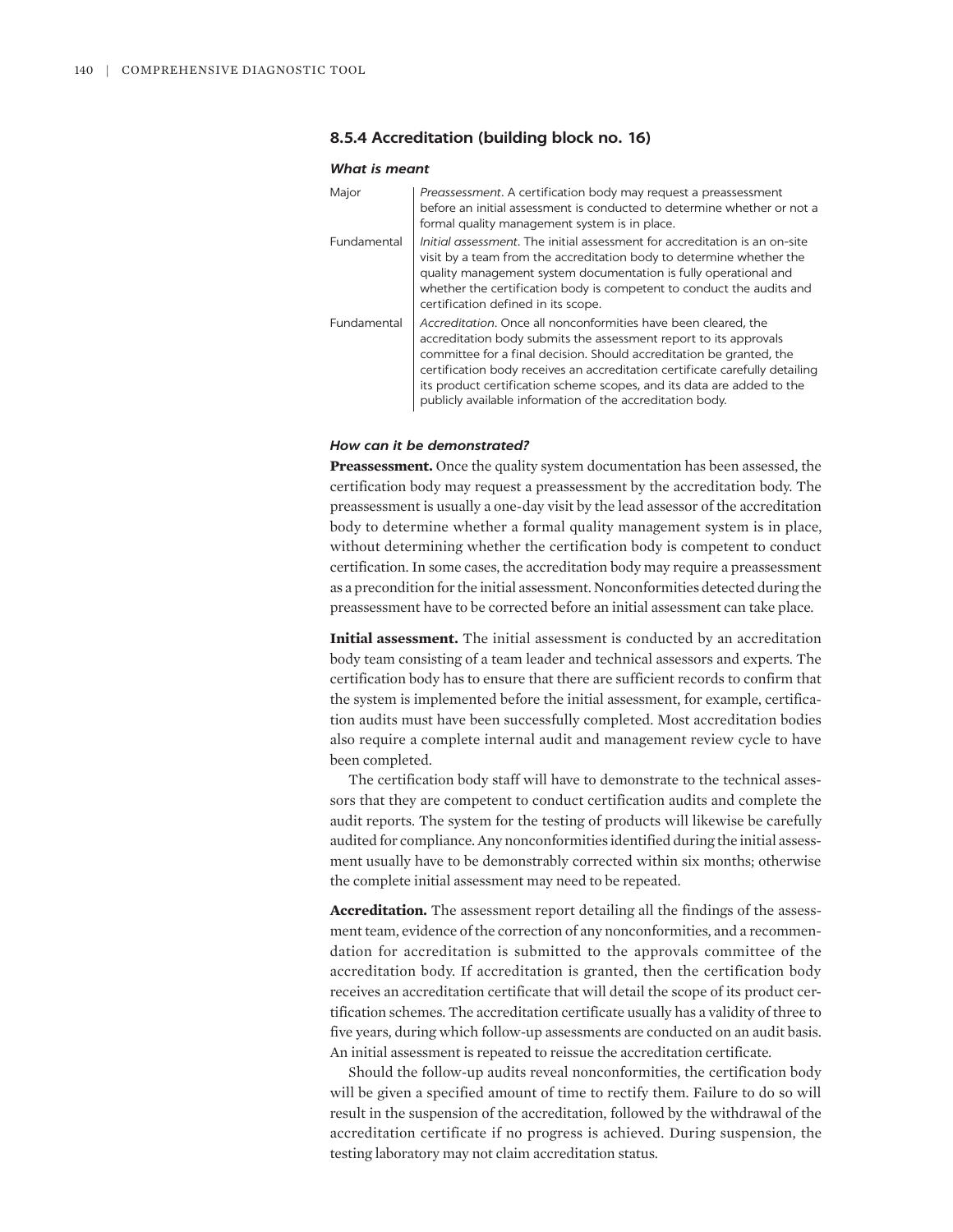### 8.5.4 Accreditation (building block no. 16)

#### *What is meant*

| | |
|---|---|
| Major | *Preassessment*. A certification body may request a preassessment before an initial assessment is conducted to determine whether or not a formal quality management system is in place. |
| Fundamental | *Initial assessment*. The initial assessment for accreditation is an on-site visit by a team from the accreditation body to determine whether the quality management system documentation is fully operational and whether the certification body is competent to conduct the audits and certification defined in its scope. |
| Fundamental | *Accreditation*. Once all nonconformities have been cleared, the accreditation body submits the assessment report to its approvals committee for a final decision. Should accreditation be granted, the certification body receives an accreditation certificate carefully detailing its product certification scheme scopes, and its data are added to the publicly available information of the accreditation body. |

#### *How can it be demonstrated?*

**Preassessment.** Once the quality system documentation has been assessed, the certification body may request a preassessment by the accreditation body. The preassessment is usually a one-day visit by the lead assessor of the accreditation body to determine whether a formal quality management system is in place, without determining whether the certification body is competent to conduct certification. In some cases, the accreditation body may require a preassessment as a precondition for the initial assessment. Nonconformities detected during the preassessment have to be corrected before an initial assessment can take place.

**Initial assessment.** The initial assessment is conducted by an accreditation body team consisting of a team leader and technical assessors and experts. The certification body has to ensure that there are sufficient records to confirm that the system is implemented before the initial assessment, for example, certification audits must have been successfully completed. Most accreditation bodies also require a complete internal audit and management review cycle to have been completed.

The certification body staff will have to demonstrate to the technical assessors that they are competent to conduct certification audits and complete the audit reports. The system for the testing of products will likewise be carefully audited for compliance. Any nonconformities identified during the initial assessment usually have to be demonstrably corrected within six months; otherwise the complete initial assessment may need to be repeated.

**Accreditation.** The assessment report detailing all the findings of the assessment team, evidence of the correction of any nonconformities, and a recommendation for accreditation is submitted to the approvals committee of the accreditation body. If accreditation is granted, then the certification body receives an accreditation certificate that will detail the scope of its product certification schemes. The accreditation certificate usually has a validity of three to five years, during which follow-up assessments are conducted on an audit basis. An initial assessment is repeated to reissue the accreditation certificate.

Should the follow-up audits reveal nonconformities, the certification body will be given a specified amount of time to rectify them. Failure to do so will result in the suspension of the accreditation, followed by the withdrawal of the accreditation certificate if no progress is achieved. During suspension, the testing laboratory may not claim accreditation status.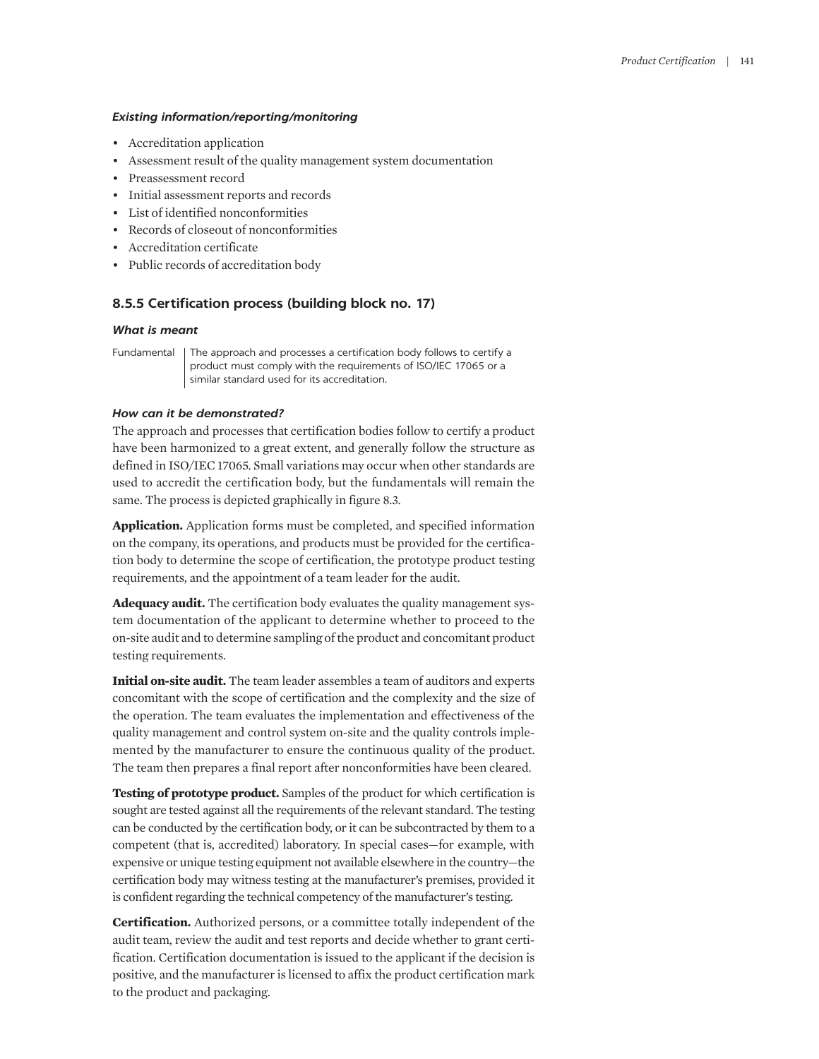#### *Existing information/reporting/monitoring*

- Accreditation application
- Assessment result of the quality management system documentation
- Preassessment record
- Initial assessment reports and records
- List of identified nonconformities
- Records of closeout of nonconformities
- Accreditation certificate
- Public records of accreditation body

### 8.5.5 Certification process (building block no. 17)

#### *What is meant*

Fundamental | The approach and processes a certification body follows to certify a product must comply with the requirements of ISO/IEC 17065 or a similar standard used for its accreditation.

#### *How can it be demonstrated?*

The approach and processes that certification bodies follow to certify a product have been harmonized to a great extent, and generally follow the structure as defined in ISO/IEC 17065. Small variations may occur when other standards are used to accredit the certification body, but the fundamentals will remain the same. The process is depicted graphically in figure 8.3.

**Application.** Application forms must be completed, and specified information on the company, its operations, and products must be provided for the certification body to determine the scope of certification, the prototype product testing requirements, and the appointment of a team leader for the audit.

**Adequacy audit.** The certification body evaluates the quality management system documentation of the applicant to determine whether to proceed to the on-site audit and to determine sampling of the product and concomitant product testing requirements.

**Initial on-site audit.** The team leader assembles a team of auditors and experts concomitant with the scope of certification and the complexity and the size of the operation. The team evaluates the implementation and effectiveness of the quality management and control system on-site and the quality controls implemented by the manufacturer to ensure the continuous quality of the product. The team then prepares a final report after nonconformities have been cleared.

**Testing of prototype product.** Samples of the product for which certification is sought are tested against all the requirements of the relevant standard. The testing can be conducted by the certification body, or it can be subcontracted by them to a competent (that is, accredited) laboratory. In special cases—for example, with expensive or unique testing equipment not available elsewhere in the country—the certification body may witness testing at the manufacturer's premises, provided it is confident regarding the technical competency of the manufacturer's testing.

**Certification.** Authorized persons, or a committee totally independent of the audit team, review the audit and test reports and decide whether to grant certification. Certification documentation is issued to the applicant if the decision is positive, and the manufacturer is licensed to affix the product certification mark to the product and packaging.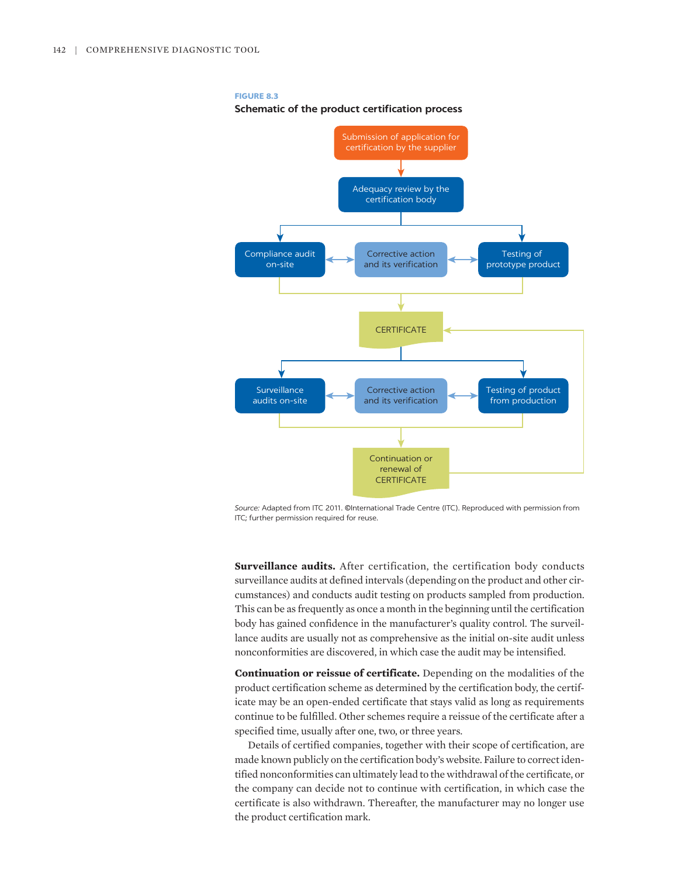**FIGURE 8.3**

**Schematic of the product certification process**

Submission of application for certification by the supplier

Adequacy review by the certification body

Compliance audit on-site

Corrective action and its verification

Testing of prototype product

CERTIFICATE

Surveillance audits on-site

Corrective action and its verification

Testing of product from production

Continuation or renewal of CERTIFICATE

*Source:* Adapted from ITC 2011. ©International Trade Centre (ITC). Reproduced with permission from ITC; further permission required for reuse.

**Surveillance audits.** After certification, the certification body conducts surveillance audits at defined intervals (depending on the product and other circumstances) and conducts audit testing on products sampled from production. This can be as frequently as once a month in the beginning until the certification body has gained confidence in the manufacturer's quality control. The surveillance audits are usually not as comprehensive as the initial on-site audit unless nonconformities are discovered, in which case the audit may be intensified.

**Continuation or reissue of certificate.** Depending on the modalities of the product certification scheme as determined by the certification body, the certificate may be an open-ended certificate that stays valid as long as requirements continue to be fulfilled. Other schemes require a reissue of the certificate after a specified time, usually after one, two, or three years.

Details of certified companies, together with their scope of certification, are made known publicly on the certification body's website. Failure to correct identified nonconformities can ultimately lead to the withdrawal of the certificate, or the company can decide not to continue with certification, in which case the certificate is also withdrawn. Thereafter, the manufacturer may no longer use the product certification mark.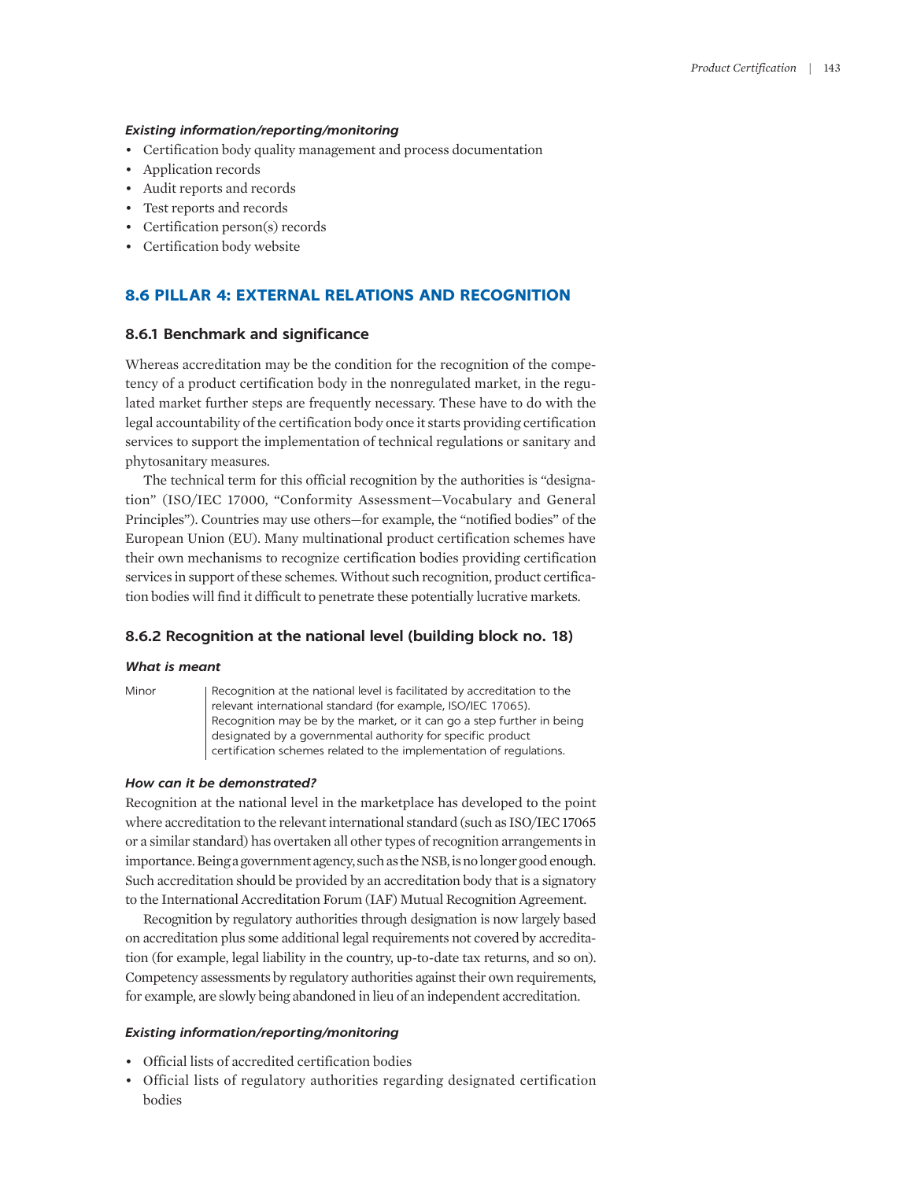#### *Existing information/reporting/monitoring*

- Certification body quality management and process documentation
- Application records
- Audit reports and records
- Test reports and records
- Certification person(s) records
- Certification body website

## 8.6 PILLAR 4: EXTERNAL RELATIONS AND RECOGNITION

### 8.6.1 Benchmark and significance

Whereas accreditation may be the condition for the recognition of the competency of a product certification body in the nonregulated market, in the regulated market further steps are frequently necessary. These have to do with the legal accountability of the certification body once it starts providing certification services to support the implementation of technical regulations or sanitary and phytosanitary measures.

The technical term for this official recognition by the authorities is "designation" (ISO/IEC 17000, "Conformity Assessment—Vocabulary and General Principles"). Countries may use others—for example, the "notified bodies" of the European Union (EU). Many multinational product certification schemes have their own mechanisms to recognize certification bodies providing certification services in support of these schemes. Without such recognition, product certification bodies will find it difficult to penetrate these potentially lucrative markets.

### 8.6.2 Recognition at the national level (building block no. 18)

#### *What is meant*

| | |
|---|---|
| Minor | Recognition at the national level is facilitated by accreditation to the relevant international standard (for example, ISO/IEC 17065). Recognition may be by the market, or it can go a step further in being designated by a governmental authority for specific product certification schemes related to the implementation of regulations. |

#### *How can it be demonstrated?*

Recognition at the national level in the marketplace has developed to the point where accreditation to the relevant international standard (such as ISO/IEC 17065 or a similar standard) has overtaken all other types of recognition arrangements in importance. Being a government agency, such as the NSB, is no longer good enough. Such accreditation should be provided by an accreditation body that is a signatory to the International Accreditation Forum (IAF) Mutual Recognition Agreement.

Recognition by regulatory authorities through designation is now largely based on accreditation plus some additional legal requirements not covered by accreditation (for example, legal liability in the country, up-to-date tax returns, and so on). Competency assessments by regulatory authorities against their own requirements, for example, are slowly being abandoned in lieu of an independent accreditation.

#### *Existing information/reporting/monitoring*

- Official lists of accredited certification bodies
- Official lists of regulatory authorities regarding designated certification bodies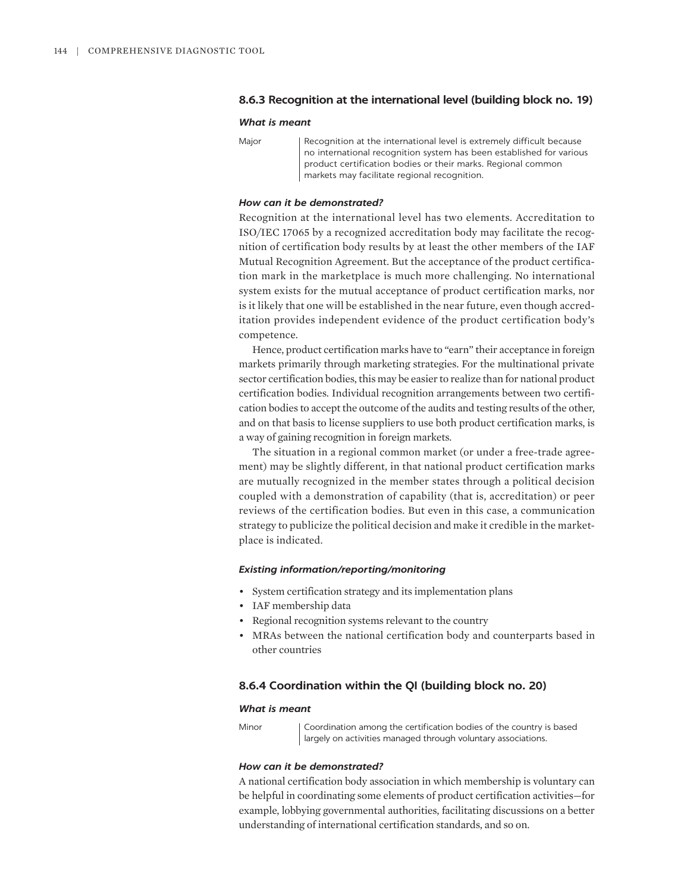### 8.6.3 Recognition at the international level (building block no. 19)

#### *What is meant*

| | |
|---|---|
| Major | Recognition at the international level is extremely difficult because no international recognition system has been established for various product certification bodies or their marks. Regional common markets may facilitate regional recognition. |

#### *How can it be demonstrated?*

Recognition at the international level has two elements. Accreditation to ISO/IEC 17065 by a recognized accreditation body may facilitate the recognition of certification body results by at least the other members of the IAF Mutual Recognition Agreement. But the acceptance of the product certification mark in the marketplace is much more challenging. No international system exists for the mutual acceptance of product certification marks, nor is it likely that one will be established in the near future, even though accreditation provides independent evidence of the product certification body's competence.

Hence, product certification marks have to "earn" their acceptance in foreign markets primarily through marketing strategies. For the multinational private sector certification bodies, this may be easier to realize than for national product certification bodies. Individual recognition arrangements between two certification bodies to accept the outcome of the audits and testing results of the other, and on that basis to license suppliers to use both product certification marks, is a way of gaining recognition in foreign markets.

The situation in a regional common market (or under a free-trade agreement) may be slightly different, in that national product certification marks are mutually recognized in the member states through a political decision coupled with a demonstration of capability (that is, accreditation) or peer reviews of the certification bodies. But even in this case, a communication strategy to publicize the political decision and make it credible in the marketplace is indicated.

#### *Existing information/reporting/monitoring*

- System certification strategy and its implementation plans
- IAF membership data
- Regional recognition systems relevant to the country
- MRAs between the national certification body and counterparts based in other countries

### 8.6.4 Coordination within the QI (building block no. 20)

#### *What is meant*

| | |
|---|---|
| Minor | Coordination among the certification bodies of the country is based largely on activities managed through voluntary associations. |

#### *How can it be demonstrated?*

A national certification body association in which membership is voluntary can be helpful in coordinating some elements of product certification activities—for example, lobbying governmental authorities, facilitating discussions on a better understanding of international certification standards, and so on.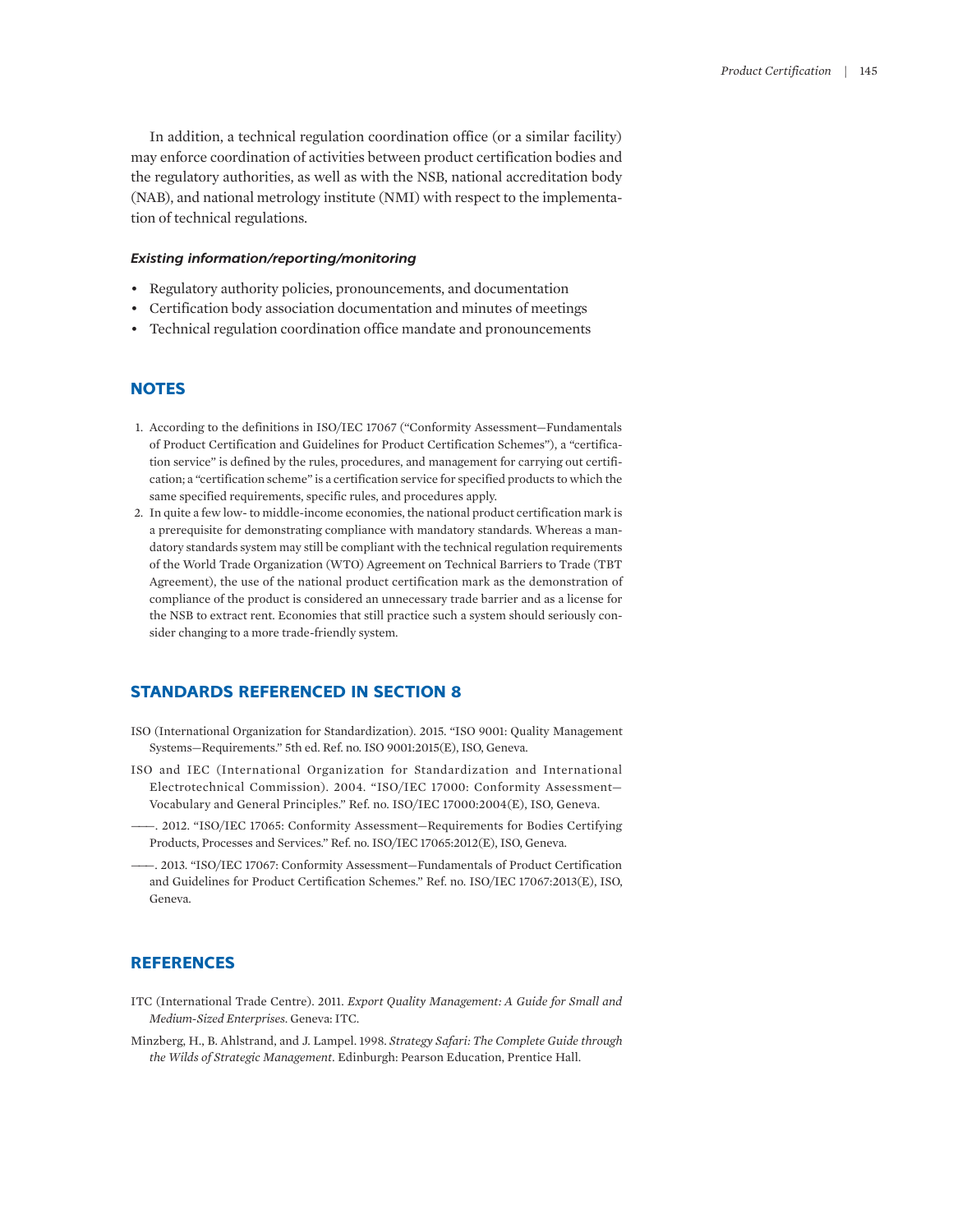In addition, a technical regulation coordination office (or a similar facility) may enforce coordination of activities between product certification bodies and the regulatory authorities, as well as with the NSB, national accreditation body (NAB), and national metrology institute (NMI) with respect to the implementation of technical regulations.

#### *Existing information/reporting/monitoring*

- Regulatory authority policies, pronouncements, and documentation
- Certification body association documentation and minutes of meetings
- Technical regulation coordination office mandate and pronouncements

## NOTES

1. According to the definitions in ISO/IEC 17067 ("Conformity Assessment—Fundamentals of Product Certification and Guidelines for Product Certification Schemes"), a "certification service" is defined by the rules, procedures, and management for carrying out certification; a "certification scheme" is a certification service for specified products to which the same specified requirements, specific rules, and procedures apply.
2. In quite a few low- to middle-income economies, the national product certification mark is a prerequisite for demonstrating compliance with mandatory standards. Whereas a mandatory standards system may still be compliant with the technical regulation requirements of the World Trade Organization (WTO) Agreement on Technical Barriers to Trade (TBT Agreement), the use of the national product certification mark as the demonstration of compliance of the product is considered an unnecessary trade barrier and as a license for the NSB to extract rent. Economies that still practice such a system should seriously consider changing to a more trade-friendly system.

## STANDARDS REFERENCED IN SECTION 8

ISO (International Organization for Standardization). 2015. "ISO 9001: Quality Management Systems—Requirements." 5th ed. Ref. no. ISO 9001:2015(E), ISO, Geneva.

ISO and IEC (International Organization for Standardization and International Electrotechnical Commission). 2004. "ISO/IEC 17000: Conformity Assessment—Vocabulary and General Principles." Ref. no. ISO/IEC 17000:2004(E), ISO, Geneva.

———. 2012. "ISO/IEC 17065: Conformity Assessment—Requirements for Bodies Certifying Products, Processes and Services." Ref. no. ISO/IEC 17065:2012(E), ISO, Geneva.

———. 2013. "ISO/IEC 17067: Conformity Assessment—Fundamentals of Product Certification and Guidelines for Product Certification Schemes." Ref. no. ISO/IEC 17067:2013(E), ISO, Geneva.

## REFERENCES

ITC (International Trade Centre). 2011. *Export Quality Management: A Guide for Small and Medium-Sized Enterprises*. Geneva: ITC.

Minzberg, H., B. Ahlstrand, and J. Lampel. 1998. *Strategy Safari: The Complete Guide through the Wilds of Strategic Management*. Edinburgh: Pearson Education, Prentice Hall.